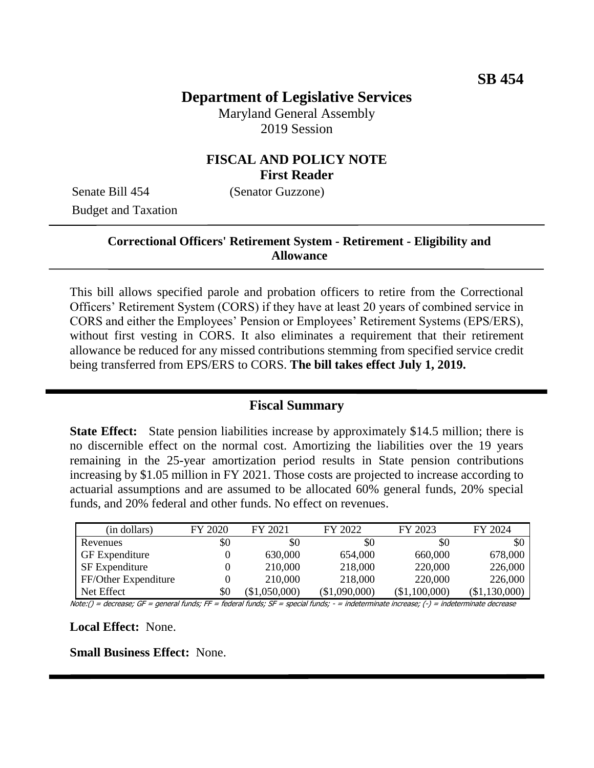**SB 454**

# Department of Legislative Services

Maryland General Assembly
2019 Session

## FISCAL AND POLICY NOTE
**First Reader**

Senate Bill 454 (Senator Guzzone)
Budget and Taxation

---

**Correctional Officers' Retirement System - Retirement - Eligibility and Allowance**

---

This bill allows specified parole and probation officers to retire from the Correctional Officers' Retirement System (CORS) if they have at least 20 years of combined service in CORS and either the Employees' Pension or Employees' Retirement Systems (EPS/ERS), without first vesting in CORS. It also eliminates a requirement that their retirement allowance be reduced for any missed contributions stemming from specified service credit being transferred from EPS/ERS to CORS. **The bill takes effect July 1, 2019.**

---

## Fiscal Summary

**State Effect:** State pension liabilities increase by approximately $14.5 million; there is no discernible effect on the normal cost. Amortizing the liabilities over the 19 years remaining in the 25-year amortization period results in State pension contributions increasing by $1.05 million in FY 2021. Those costs are projected to increase according to actuarial assumptions and are assumed to be allocated 60% general funds, 20% special funds, and 20% federal and other funds. No effect on revenues.

| (in dollars) | FY 2020 | FY 2021 | FY 2022 | FY 2023 | FY 2024 |
|---|---|---|---|---|---|
| Revenues | $0 | $0 | $0 | $0 | $0 |
| GF Expenditure | 0 | 630,000 | 654,000 | 660,000 | 678,000 |
| SF Expenditure | 0 | 210,000 | 218,000 | 220,000 | 226,000 |
| FF/Other Expenditure | 0 | 210,000 | 218,000 | 220,000 | 226,000 |
| Net Effect | $0 | ($1,050,000) | ($1,090,000) | ($1,100,000) | ($1,130,000) |

Note:() = decrease; GF = general funds; FF = federal funds; SF = special funds; - = indeterminate increase; (-) = indeterminate decrease

**Local Effect:** None.

**Small Business Effect:** None.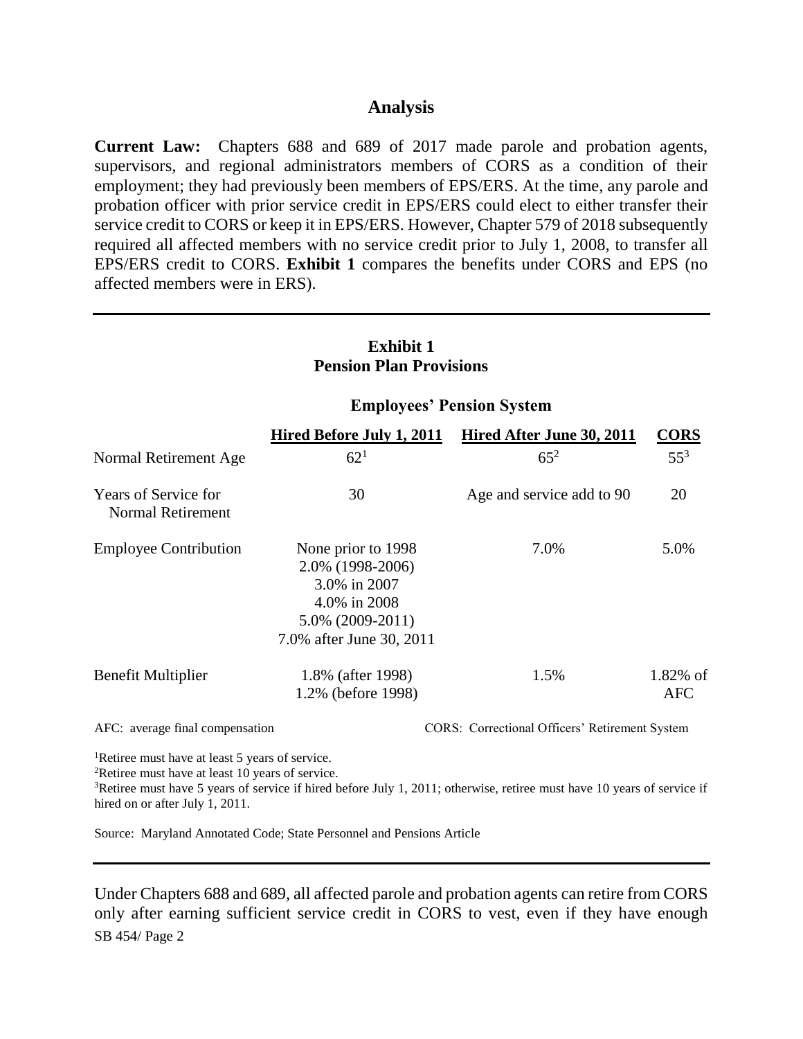## Analysis

**Current Law:** Chapters 688 and 689 of 2017 made parole and probation agents, supervisors, and regional administrators members of CORS as a condition of their employment; they had previously been members of EPS/ERS. At the time, any parole and probation officer with prior service credit in EPS/ERS could elect to either transfer their service credit to CORS or keep it in EPS/ERS. However, Chapter 579 of 2018 subsequently required all affected members with no service credit prior to July 1, 2008, to transfer all EPS/ERS credit to CORS. **Exhibit 1** compares the benefits under CORS and EPS (no affected members were in ERS).

### Exhibit 1
### Pension Plan Provisions

| | Employees' Pension System | | |
|---|---|---|---|
| | **Hired Before July 1, 2011** | **Hired After June 30, 2011** | **CORS** |
| Normal Retirement Age | 62[1] | 65[2] | 55[3] |
| Years of Service for Normal Retirement | 30 | Age and service add to 90 | 20 |
| Employee Contribution | None prior to 1998<br>2.0% (1998-2006)<br>3.0% in 2007<br>4.0% in 2008<br>5.0% (2009-2011)<br>7.0% after June 30, 2011 | 7.0% | 5.0% |
| Benefit Multiplier | 1.8% (after 1998)<br>1.2% (before 1998) | 1.5% | 1.82% of AFC |

AFC: average final compensation

CORS: Correctional Officers' Retirement System

[1]Retiree must have at least 5 years of service.

[2]Retiree must have at least 10 years of service.

[3]Retiree must have 5 years of service if hired before July 1, 2011; otherwise, retiree must have 10 years of service if hired on or after July 1, 2011.

Source: Maryland Annotated Code; State Personnel and Pensions Article

Under Chapters 688 and 689, all affected parole and probation agents can retire from CORS only after earning sufficient service credit in CORS to vest, even if they have enough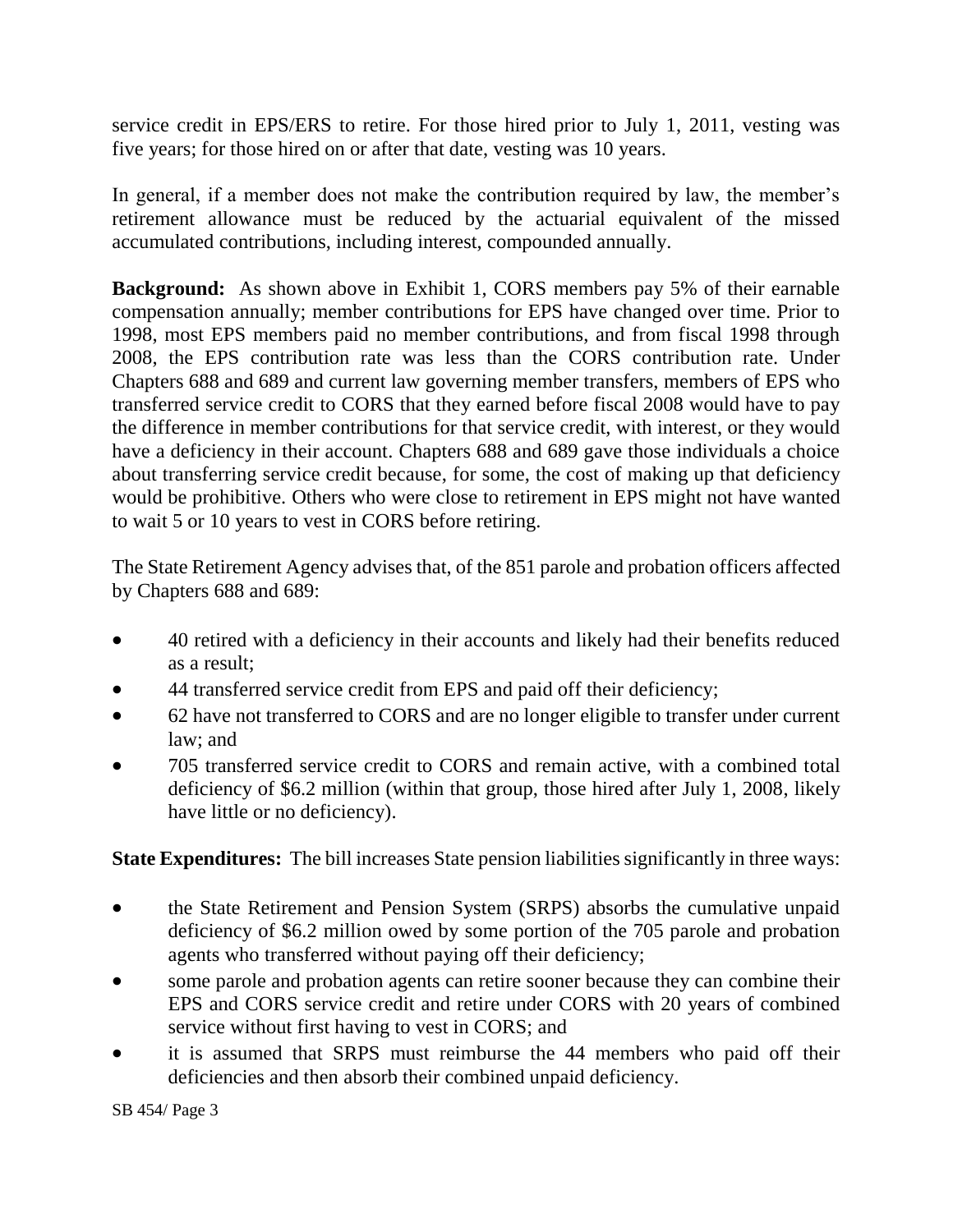service credit in EPS/ERS to retire. For those hired prior to July 1, 2011, vesting was five years; for those hired on or after that date, vesting was 10 years.

In general, if a member does not make the contribution required by law, the member's retirement allowance must be reduced by the actuarial equivalent of the missed accumulated contributions, including interest, compounded annually.

**Background:** As shown above in Exhibit 1, CORS members pay 5% of their earnable compensation annually; member contributions for EPS have changed over time. Prior to 1998, most EPS members paid no member contributions, and from fiscal 1998 through 2008, the EPS contribution rate was less than the CORS contribution rate. Under Chapters 688 and 689 and current law governing member transfers, members of EPS who transferred service credit to CORS that they earned before fiscal 2008 would have to pay the difference in member contributions for that service credit, with interest, or they would have a deficiency in their account. Chapters 688 and 689 gave those individuals a choice about transferring service credit because, for some, the cost of making up that deficiency would be prohibitive. Others who were close to retirement in EPS might not have wanted to wait 5 or 10 years to vest in CORS before retiring.

The State Retirement Agency advises that, of the 851 parole and probation officers affected by Chapters 688 and 689:

- 40 retired with a deficiency in their accounts and likely had their benefits reduced as a result;
- 44 transferred service credit from EPS and paid off their deficiency;
- 62 have not transferred to CORS and are no longer eligible to transfer under current law; and
- 705 transferred service credit to CORS and remain active, with a combined total deficiency of $6.2 million (within that group, those hired after July 1, 2008, likely have little or no deficiency).

**State Expenditures:** The bill increases State pension liabilities significantly in three ways:

- the State Retirement and Pension System (SRPS) absorbs the cumulative unpaid deficiency of $6.2 million owed by some portion of the 705 parole and probation agents who transferred without paying off their deficiency;
- some parole and probation agents can retire sooner because they can combine their EPS and CORS service credit and retire under CORS with 20 years of combined service without first having to vest in CORS; and
- it is assumed that SRPS must reimburse the 44 members who paid off their deficiencies and then absorb their combined unpaid deficiency.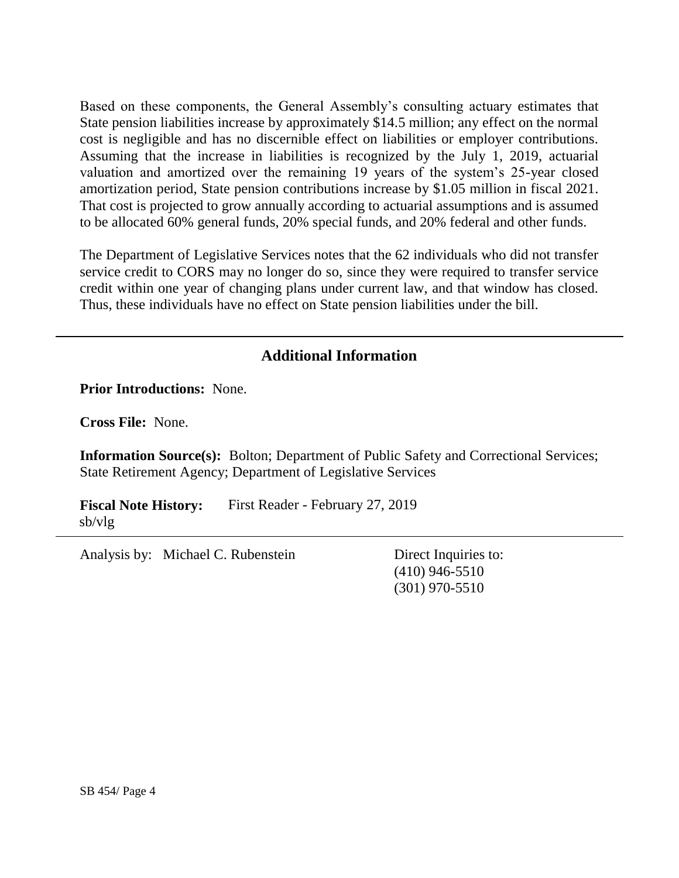Based on these components, the General Assembly's consulting actuary estimates that State pension liabilities increase by approximately $14.5 million; any effect on the normal cost is negligible and has no discernible effect on liabilities or employer contributions. Assuming that the increase in liabilities is recognized by the July 1, 2019, actuarial valuation and amortized over the remaining 19 years of the system's 25-year closed amortization period, State pension contributions increase by $1.05 million in fiscal 2021. That cost is projected to grow annually according to actuarial assumptions and is assumed to be allocated 60% general funds, 20% special funds, and 20% federal and other funds.

The Department of Legislative Services notes that the 62 individuals who did not transfer service credit to CORS may no longer do so, since they were required to transfer service credit within one year of changing plans under current law, and that window has closed. Thus, these individuals have no effect on State pension liabilities under the bill.

---

## Additional Information

**Prior Introductions:** None.

**Cross File:** None.

**Information Source(s):** Bolton; Department of Public Safety and Correctional Services; State Retirement Agency; Department of Legislative Services

**Fiscal Note History:** First Reader - February 27, 2019
sb/vlg

---

Analysis by: Michael C. Rubenstein

Direct Inquiries to:
(410) 946-5510
(301) 970-5510